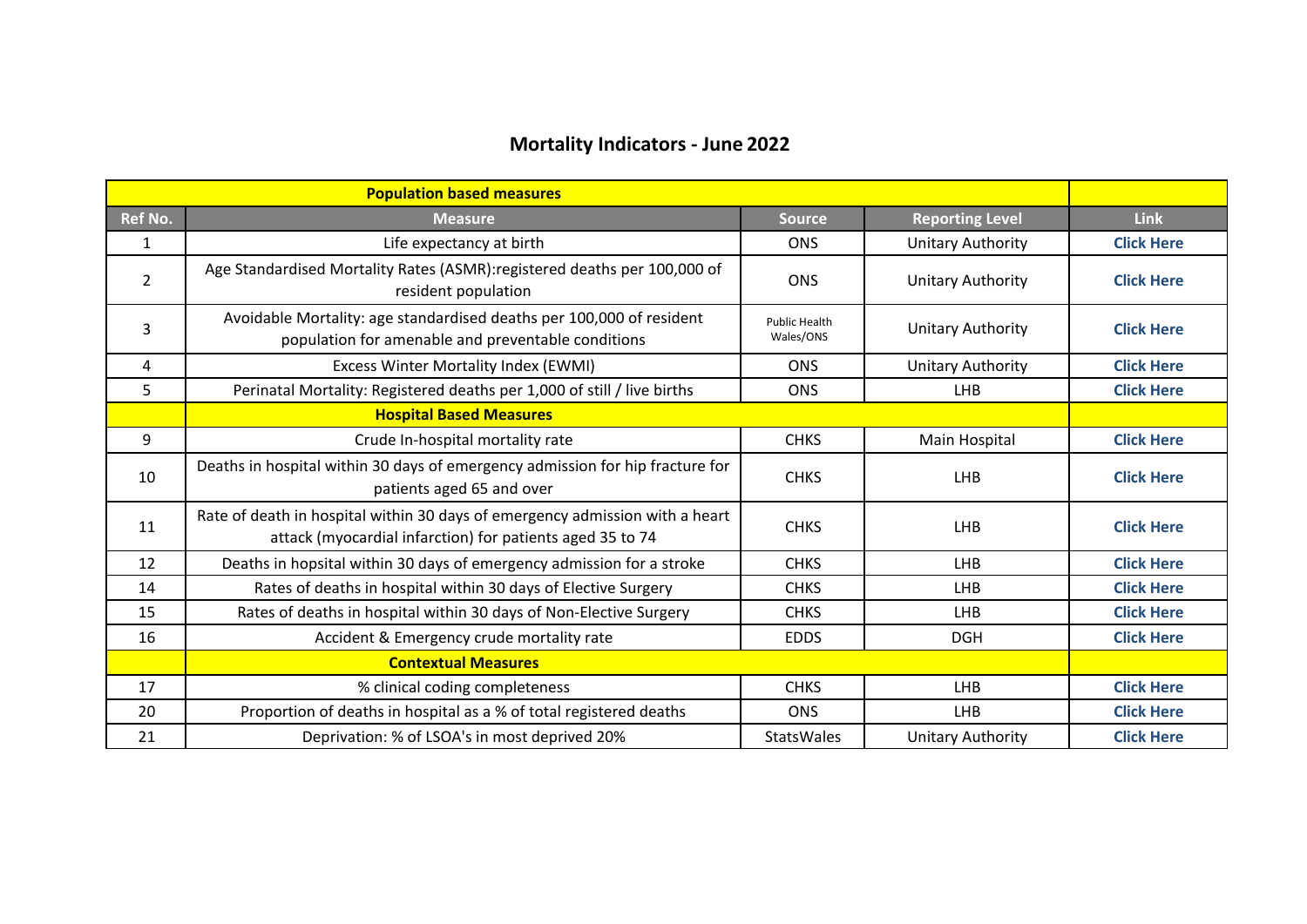# Mortality Indicators - June 2022

| Ref No. | Measure | Source | Reporting Level | Link |
|---|---|---|---|---|
| **Population based measures** | | | | |
| 1 | Life expectancy at birth | ONS | Unitary Authority | **Click Here** |
| 2 | Age Standardised Mortality Rates (ASMR):registered deaths per 100,000 of resident population | ONS | Unitary Authority | **Click Here** |
| 3 | Avoidable Mortality: age standardised deaths per 100,000 of resident population for amenable and preventable conditions | Public Health Wales/ONS | Unitary Authority | **Click Here** |
| 4 | Excess Winter Mortality Index (EWMI) | ONS | Unitary Authority | **Click Here** |
| 5 | Perinatal Mortality: Registered deaths per 1,000 of still / live births | ONS | LHB | **Click Here** |
| | **Hospital Based Measures** | | | |
| 9 | Crude In-hospital mortality rate | CHKS | Main Hospital | **Click Here** |
| 10 | Deaths in hospital within 30 days of emergency admission for hip fracture for patients aged 65 and over | CHKS | LHB | **Click Here** |
| 11 | Rate of death in hospital within 30 days of emergency admission with a heart attack (myocardial infarction) for patients aged 35 to 74 | CHKS | LHB | **Click Here** |
| 12 | Deaths in hopsital within 30 days of emergency admission for a stroke | CHKS | LHB | **Click Here** |
| 14 | Rates of deaths in hospital within 30 days of Elective Surgery | CHKS | LHB | **Click Here** |
| 15 | Rates of deaths in hospital within 30 days of Non-Elective Surgery | CHKS | LHB | **Click Here** |
| 16 | Accident & Emergency crude mortality rate | EDDS | DGH | **Click Here** |
| | **Contextual Measures** | | | |
| 17 | % clinical coding completeness | CHKS | LHB | **Click Here** |
| 20 | Proportion of deaths in hospital as a % of total registered deaths | ONS | LHB | **Click Here** |
| 21 | Deprivation: % of LSOA's in most deprived 20% | StatsWales | Unitary Authority | **Click Here** |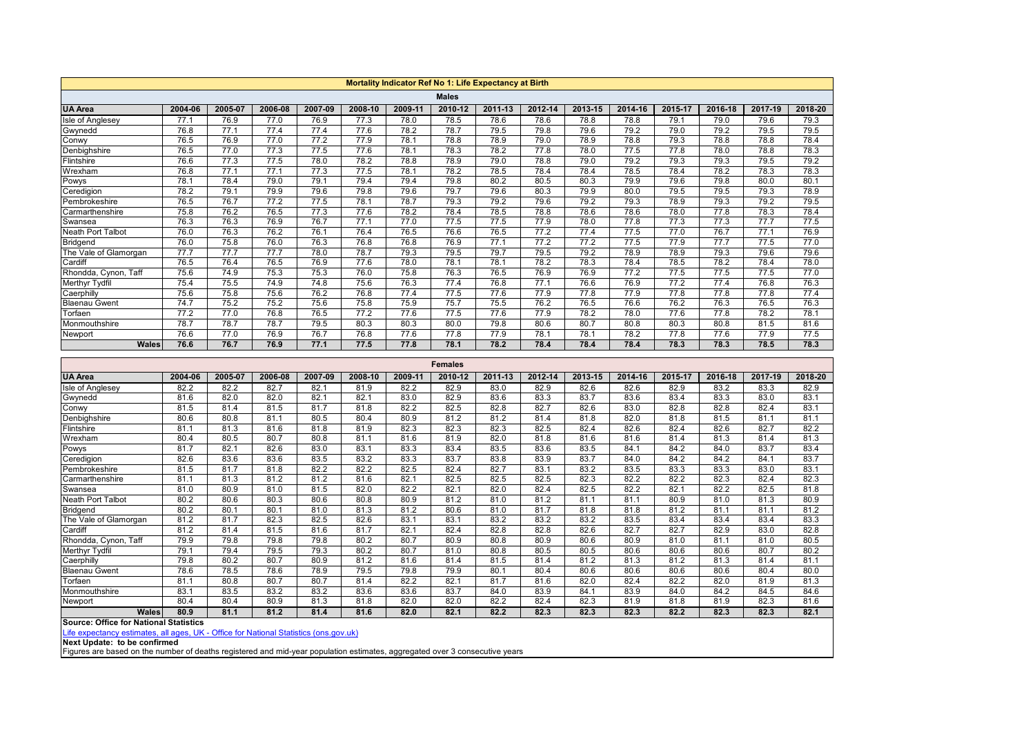## Mortality Indicator Ref No 1: Life Expectancy at Birth

### Males

| UA Area | 2004-06 | 2005-07 | 2006-08 | 2007-09 | 2008-10 | 2009-11 | 2010-12 | 2011-13 | 2012-14 | 2013-15 | 2014-16 | 2015-17 | 2016-18 | 2017-19 | 2018-20 |
|---|---|---|---|---|---|---|---|---|---|---|---|---|---|---|---|
| Isle of Anglesey | 77.1 | 76.9 | 77.0 | 76.9 | 77.3 | 78.0 | 78.5 | 78.6 | 78.6 | 78.8 | 78.8 | 79.1 | 79.0 | 79.6 | 79.3 |
| Gwynedd | 76.8 | 77.1 | 77.4 | 77.4 | 77.6 | 78.2 | 78.7 | 79.5 | 79.8 | 79.6 | 79.2 | 79.0 | 79.2 | 79.5 | 79.5 |
| Conwy | 76.5 | 76.9 | 77.0 | 77.2 | 77.9 | 78.1 | 78.8 | 78.9 | 79.0 | 78.9 | 78.8 | 79.3 | 78.8 | 78.8 | 78.4 |
| Denbighshire | 76.5 | 77.0 | 77.3 | 77.5 | 77.6 | 78.1 | 78.3 | 78.2 | 77.8 | 78.0 | 77.5 | 77.8 | 78.0 | 78.8 | 78.3 |
| Flintshire | 76.6 | 77.3 | 77.5 | 78.0 | 78.2 | 78.8 | 78.9 | 79.0 | 78.8 | 79.0 | 79.2 | 79.3 | 79.3 | 79.5 | 79.2 |
| Wrexham | 76.8 | 77.1 | 77.1 | 77.3 | 77.5 | 78.1 | 78.2 | 78.5 | 78.4 | 78.4 | 78.5 | 78.4 | 78.2 | 78.3 | 78.3 |
| Powys | 78.1 | 78.4 | 79.0 | 79.1 | 79.4 | 79.4 | 79.8 | 80.2 | 80.5 | 80.3 | 79.9 | 79.6 | 79.8 | 80.0 | 80.1 |
| Ceredigion | 78.2 | 79.1 | 79.9 | 79.6 | 79.8 | 79.6 | 79.7 | 79.6 | 80.3 | 79.9 | 80.0 | 79.5 | 79.5 | 79.3 | 78.9 |
| Pembrokeshire | 76.5 | 76.7 | 77.2 | 77.5 | 78.1 | 78.7 | 79.3 | 79.2 | 79.6 | 79.2 | 79.3 | 78.9 | 79.3 | 79.2 | 79.5 |
| Carmarthenshire | 75.8 | 76.2 | 76.5 | 77.3 | 77.6 | 78.2 | 78.4 | 78.5 | 78.8 | 78.6 | 78.6 | 78.0 | 77.8 | 78.3 | 78.4 |
| Swansea | 76.3 | 76.3 | 76.9 | 76.7 | 77.1 | 77.0 | 77.5 | 77.5 | 77.9 | 78.0 | 77.8 | 77.3 | 77.3 | 77.7 | 77.5 |
| Neath Port Talbot | 76.0 | 76.3 | 76.2 | 76.1 | 76.4 | 76.5 | 76.6 | 76.5 | 77.2 | 77.4 | 77.5 | 77.0 | 76.7 | 77.1 | 76.9 |
| Bridgend | 76.0 | 75.8 | 76.0 | 76.3 | 76.8 | 76.8 | 76.9 | 77.1 | 77.2 | 77.2 | 77.5 | 77.9 | 77.7 | 77.5 | 77.0 |
| The Vale of Glamorgan | 77.7 | 77.7 | 77.7 | 78.0 | 78.7 | 79.3 | 79.5 | 79.7 | 79.5 | 79.2 | 78.9 | 78.9 | 79.3 | 79.6 | 79.6 |
| Cardiff | 76.5 | 76.4 | 76.5 | 76.9 | 77.6 | 78.0 | 78.1 | 78.1 | 78.2 | 78.3 | 78.4 | 78.5 | 78.2 | 78.4 | 78.0 |
| Rhondda, Cynon, Taff | 75.6 | 74.9 | 75.3 | 75.3 | 76.0 | 75.8 | 76.3 | 76.5 | 76.9 | 76.9 | 77.2 | 77.5 | 77.5 | 77.5 | 77.0 |
| Merthyr Tydfil | 75.4 | 75.5 | 74.9 | 74.8 | 75.6 | 76.3 | 77.4 | 76.8 | 77.1 | 76.6 | 76.9 | 77.2 | 77.4 | 76.8 | 76.3 |
| Caerphilly | 75.6 | 75.8 | 75.6 | 76.2 | 76.8 | 77.4 | 77.5 | 77.6 | 77.9 | 77.8 | 77.9 | 77.8 | 77.8 | 77.8 | 77.4 |
| Blaenau Gwent | 74.7 | 75.2 | 75.2 | 75.6 | 75.8 | 75.9 | 75.7 | 75.5 | 76.2 | 76.5 | 76.6 | 76.2 | 76.3 | 76.5 | 76.3 |
| Torfaen | 77.2 | 77.0 | 76.8 | 76.5 | 77.2 | 77.6 | 77.5 | 77.6 | 77.9 | 78.2 | 78.0 | 77.6 | 77.8 | 78.2 | 78.1 |
| Monmouthshire | 78.7 | 78.7 | 78.7 | 79.5 | 80.3 | 80.3 | 80.0 | 79.8 | 80.6 | 80.7 | 80.8 | 80.3 | 80.8 | 81.5 | 81.6 |
| Newport | 76.6 | 77.0 | 76.9 | 76.7 | 76.8 | 77.6 | 77.8 | 77.9 | 78.1 | 78.1 | 78.2 | 77.8 | 77.6 | 77.9 | 77.5 |
| **Wales** | **76.6** | **76.7** | **76.9** | **77.1** | **77.5** | **77.8** | **78.1** | **78.2** | **78.4** | **78.4** | **78.4** | **78.3** | **78.3** | **78.5** | **78.3** |

### Females

| UA Area | 2004-06 | 2005-07 | 2006-08 | 2007-09 | 2008-10 | 2009-11 | 2010-12 | 2011-13 | 2012-14 | 2013-15 | 2014-16 | 2015-17 | 2016-18 | 2017-19 | 2018-20 |
|---|---|---|---|---|---|---|---|---|---|---|---|---|---|---|---|
| Isle of Anglesey | 82.2 | 82.2 | 82.7 | 82.1 | 81.9 | 82.2 | 82.9 | 83.0 | 82.9 | 82.6 | 82.6 | 82.9 | 83.2 | 83.3 | 82.9 |
| Gwynedd | 81.6 | 82.0 | 82.0 | 82.1 | 82.1 | 83.0 | 82.9 | 83.6 | 83.3 | 83.7 | 83.6 | 83.4 | 83.3 | 83.0 | 83.1 |
| Conwy | 81.5 | 81.4 | 81.5 | 81.7 | 81.8 | 82.2 | 82.5 | 82.8 | 82.7 | 82.6 | 83.0 | 82.8 | 82.8 | 82.4 | 83.1 |
| Denbighshire | 80.6 | 80.8 | 81.1 | 80.5 | 80.4 | 80.9 | 81.2 | 81.2 | 81.4 | 81.8 | 82.0 | 81.8 | 81.5 | 81.1 | 81.1 |
| Flintshire | 81.1 | 81.3 | 81.6 | 81.8 | 81.9 | 82.3 | 82.3 | 82.3 | 82.5 | 82.4 | 82.6 | 82.4 | 82.6 | 82.7 | 82.2 |
| Wrexham | 80.4 | 80.5 | 80.7 | 80.8 | 81.1 | 81.6 | 81.9 | 82.0 | 81.8 | 81.6 | 81.6 | 81.4 | 81.3 | 81.4 | 81.3 |
| Powys | 81.7 | 82.1 | 82.6 | 83.0 | 83.1 | 83.3 | 83.4 | 83.5 | 83.6 | 83.5 | 84.1 | 84.2 | 84.0 | 83.7 | 83.4 |
| Ceredigion | 82.6 | 83.6 | 83.6 | 83.5 | 83.2 | 83.3 | 83.7 | 83.8 | 83.9 | 83.7 | 84.0 | 84.2 | 84.2 | 84.1 | 83.7 |
| Pembrokeshire | 81.5 | 81.7 | 81.8 | 82.2 | 82.2 | 82.5 | 82.4 | 82.7 | 83.1 | 83.2 | 83.5 | 83.3 | 83.3 | 83.0 | 83.1 |
| Carmarthenshire | 81.1 | 81.3 | 81.2 | 81.2 | 81.6 | 82.1 | 82.5 | 82.5 | 82.5 | 82.3 | 82.2 | 82.2 | 82.3 | 82.4 | 82.3 |
| Swansea | 81.0 | 80.9 | 81.0 | 81.5 | 82.0 | 82.2 | 82.1 | 82.0 | 82.4 | 82.5 | 82.2 | 82.1 | 82.2 | 82.5 | 81.8 |
| Neath Port Talbot | 80.2 | 80.6 | 80.3 | 80.6 | 80.8 | 80.9 | 81.2 | 81.0 | 81.2 | 81.1 | 81.1 | 80.9 | 81.0 | 81.3 | 80.9 |
| Bridgend | 80.2 | 80.1 | 80.1 | 81.0 | 81.3 | 81.2 | 80.6 | 81.0 | 81.7 | 81.8 | 81.8 | 81.2 | 81.1 | 81.1 | 81.2 |
| The Vale of Glamorgan | 81.2 | 81.7 | 82.3 | 82.5 | 82.6 | 83.1 | 83.1 | 83.2 | 83.2 | 83.2 | 83.5 | 83.4 | 83.4 | 83.4 | 83.3 |
| Cardiff | 81.2 | 81.4 | 81.5 | 81.6 | 81.7 | 82.1 | 82.4 | 82.8 | 82.8 | 82.6 | 82.7 | 82.7 | 82.9 | 83.0 | 82.8 |
| Rhondda, Cynon, Taff | 79.9 | 79.8 | 79.8 | 79.8 | 80.2 | 80.7 | 80.9 | 80.8 | 80.9 | 80.6 | 80.9 | 81.0 | 81.1 | 81.0 | 80.5 |
| Merthyr Tydfil | 79.1 | 79.4 | 79.5 | 79.3 | 80.2 | 80.7 | 81.0 | 80.8 | 80.5 | 80.5 | 80.6 | 80.6 | 80.6 | 80.7 | 80.2 |
| Caerphilly | 79.8 | 80.2 | 80.7 | 80.9 | 81.2 | 81.6 | 81.4 | 81.5 | 81.4 | 81.2 | 81.3 | 81.2 | 81.3 | 81.4 | 81.1 |
| Blaenau Gwent | 78.6 | 78.5 | 78.6 | 78.9 | 79.5 | 79.8 | 79.9 | 80.1 | 80.4 | 80.6 | 80.6 | 80.6 | 80.6 | 80.4 | 80.0 |
| Torfaen | 81.1 | 80.8 | 80.7 | 80.7 | 81.4 | 82.2 | 82.1 | 81.7 | 81.6 | 82.0 | 82.4 | 82.2 | 82.0 | 81.9 | 81.3 |
| Monmouthshire | 83.1 | 83.5 | 83.2 | 83.2 | 83.6 | 83.6 | 83.7 | 84.0 | 83.9 | 84.1 | 83.9 | 84.0 | 84.2 | 84.5 | 84.6 |
| Newport | 80.4 | 80.4 | 80.9 | 81.3 | 81.8 | 82.0 | 82.0 | 82.2 | 82.4 | 82.3 | 81.9 | 81.8 | 81.9 | 82.3 | 81.6 |
| **Wales** | **80.9** | **81.1** | **81.2** | **81.4** | **81.6** | **82.0** | **82.1** | **82.2** | **82.3** | **82.3** | **82.3** | **82.2** | **82.3** | **82.3** | **82.1** |

**Source: Office for National Statistics**

Life expectancy estimates, all ages, UK - Office for National Statistics (ons.gov.uk)

**Next Update: to be confirmed**

Figures are based on the number of deaths registered and mid-year population estimates, aggregated over 3 consecutive years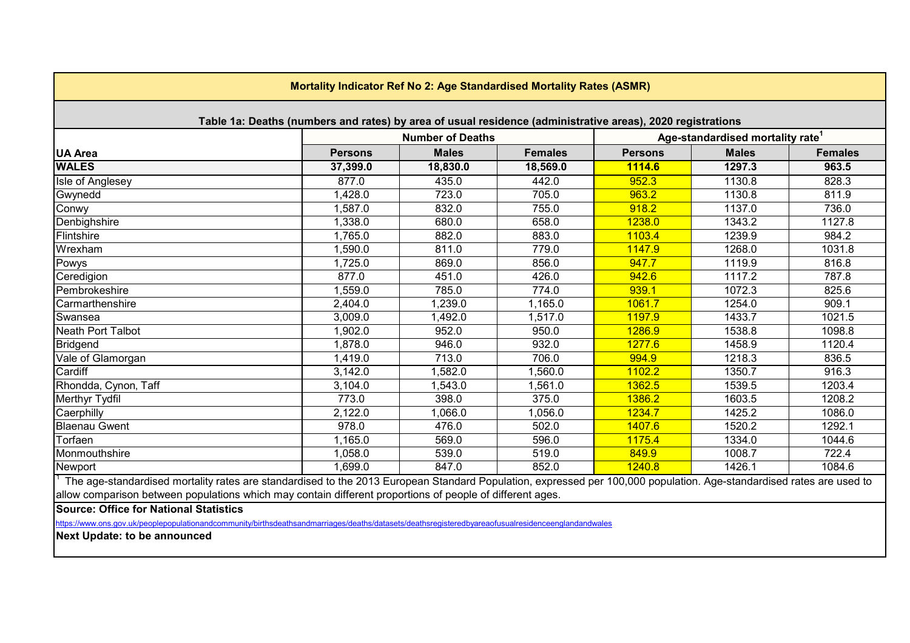## Mortality Indicator Ref No 2: Age Standardised Mortality Rates (ASMR)

### Table 1a: Deaths (numbers and rates) by area of usual residence (administrative areas), 2020 registrations

| UA Area | Number of Deaths | | | Age-standardised mortality rate[1] | | |
|---|---|---|---|---|---|---|
| | Persons | Males | Females | Persons | Males | Females |
| **WALES** | **37,399.0** | **18,830.0** | **18,569.0** | **1114.6** | **1297.3** | **963.5** |
| Isle of Anglesey | 877.0 | 435.0 | 442.0 | 952.3 | 1130.8 | 828.3 |
| Gwynedd | 1,428.0 | 723.0 | 705.0 | 963.2 | 1130.8 | 811.9 |
| Conwy | 1,587.0 | 832.0 | 755.0 | 918.2 | 1137.0 | 736.0 |
| Denbighshire | 1,338.0 | 680.0 | 658.0 | 1238.0 | 1343.2 | 1127.8 |
| Flintshire | 1,765.0 | 882.0 | 883.0 | 1103.4 | 1239.9 | 984.2 |
| Wrexham | 1,590.0 | 811.0 | 779.0 | 1147.9 | 1268.0 | 1031.8 |
| Powys | 1,725.0 | 869.0 | 856.0 | 947.7 | 1119.9 | 816.8 |
| Ceredigion | 877.0 | 451.0 | 426.0 | 942.6 | 1117.2 | 787.8 |
| Pembrokeshire | 1,559.0 | 785.0 | 774.0 | 939.1 | 1072.3 | 825.6 |
| Carmarthenshire | 2,404.0 | 1,239.0 | 1,165.0 | 1061.7 | 1254.0 | 909.1 |
| Swansea | 3,009.0 | 1,492.0 | 1,517.0 | 1197.9 | 1433.7 | 1021.5 |
| Neath Port Talbot | 1,902.0 | 952.0 | 950.0 | 1286.9 | 1538.8 | 1098.8 |
| Bridgend | 1,878.0 | 946.0 | 932.0 | 1277.6 | 1458.9 | 1120.4 |
| Vale of Glamorgan | 1,419.0 | 713.0 | 706.0 | 994.9 | 1218.3 | 836.5 |
| Cardiff | 3,142.0 | 1,582.0 | 1,560.0 | 1102.2 | 1350.7 | 916.3 |
| Rhondda, Cynon, Taff | 3,104.0 | 1,543.0 | 1,561.0 | 1362.5 | 1539.5 | 1203.4 |
| Merthyr Tydfil | 773.0 | 398.0 | 375.0 | 1386.2 | 1603.5 | 1208.2 |
| Caerphilly | 2,122.0 | 1,066.0 | 1,056.0 | 1234.7 | 1425.2 | 1086.0 |
| Blaenau Gwent | 978.0 | 476.0 | 502.0 | 1407.6 | 1520.2 | 1292.1 |
| Torfaen | 1,165.0 | 569.0 | 596.0 | 1175.4 | 1334.0 | 1044.6 |
| Monmouthshire | 1,058.0 | 539.0 | 519.0 | 849.9 | 1008.7 | 722.4 |
| Newport | 1,699.0 | 847.0 | 852.0 | 1240.8 | 1426.1 | 1084.6 |

[1] The age-standardised mortality rates are standardised to the 2013 European Standard Population, expressed per 100,000 population. Age-standardised rates are used to allow comparison between populations which may contain different proportions of people of different ages.

**Source: Office for National Statistics**

https://www.ons.gov.uk/peoplepopulationandcommunity/birthsdeathsandmarriages/deaths/datasets/deathsregisteredbyareaofusualresidenceenglandandwales

**Next Update: to be announced**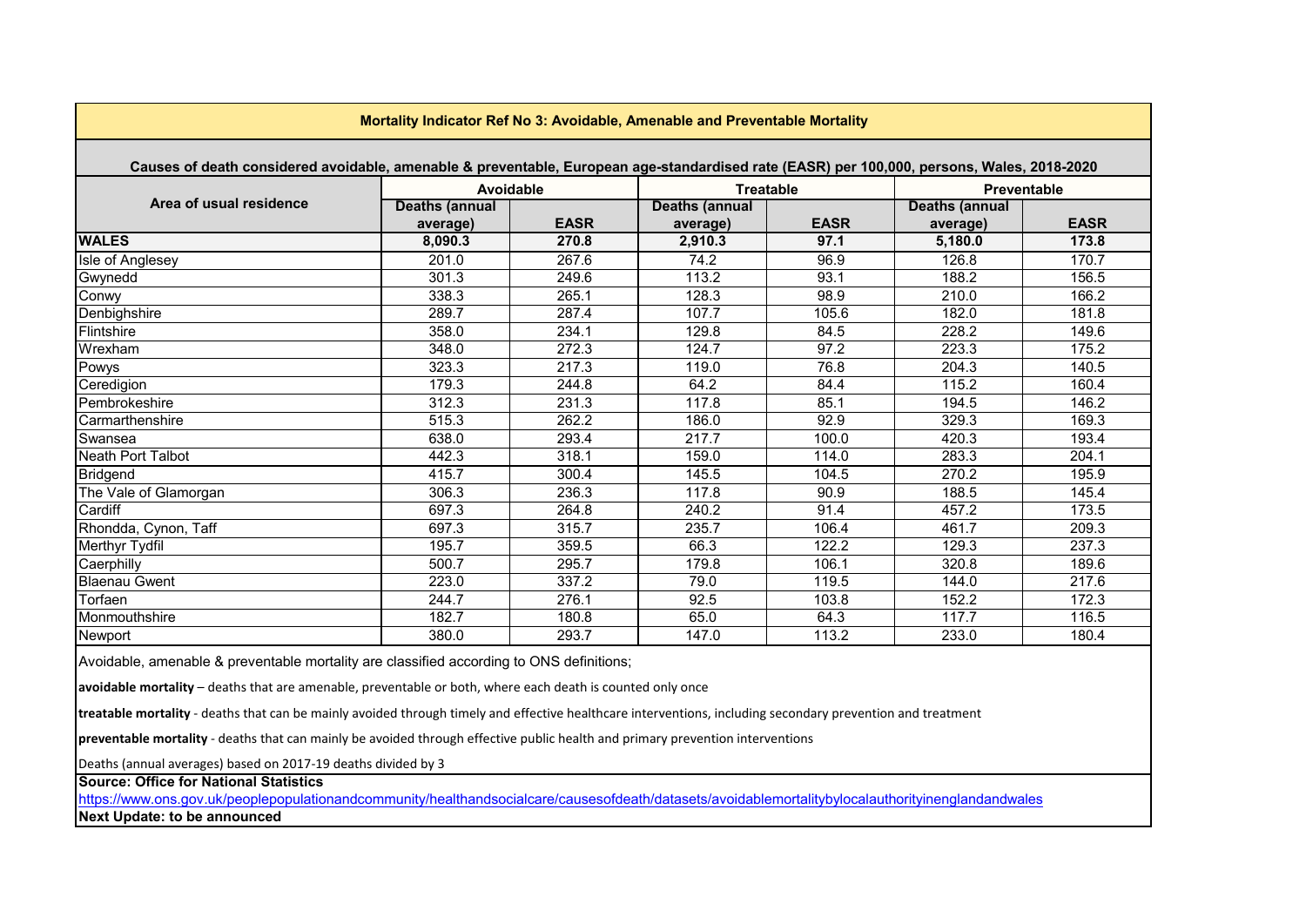**Mortality Indicator Ref No 3: Avoidable, Amenable and Preventable Mortality**

**Causes of death considered avoidable, amenable & preventable, European age-standardised rate (EASR) per 100,000, persons, Wales, 2018-2020**

| Area of usual residence | Avoidable | | Treatable | | Preventable | |
|---|---|---|---|---|---|---|
| | Deaths (annual average) | EASR | Deaths (annual average) | EASR | Deaths (annual average) | EASR |
| **WALES** | **8,090.3** | **270.8** | **2,910.3** | **97.1** | **5,180.0** | **173.8** |
| Isle of Anglesey | 201.0 | 267.6 | 74.2 | 96.9 | 126.8 | 170.7 |
| Gwynedd | 301.3 | 249.6 | 113.2 | 93.1 | 188.2 | 156.5 |
| Conwy | 338.3 | 265.1 | 128.3 | 98.9 | 210.0 | 166.2 |
| Denbighshire | 289.7 | 287.4 | 107.7 | 105.6 | 182.0 | 181.8 |
| Flintshire | 358.0 | 234.1 | 129.8 | 84.5 | 228.2 | 149.6 |
| Wrexham | 348.0 | 272.3 | 124.7 | 97.2 | 223.3 | 175.2 |
| Powys | 323.3 | 217.3 | 119.0 | 76.8 | 204.3 | 140.5 |
| Ceredigion | 179.3 | 244.8 | 64.2 | 84.4 | 115.2 | 160.4 |
| Pembrokeshire | 312.3 | 231.3 | 117.8 | 85.1 | 194.5 | 146.2 |
| Carmarthenshire | 515.3 | 262.2 | 186.0 | 92.9 | 329.3 | 169.3 |
| Swansea | 638.0 | 293.4 | 217.7 | 100.0 | 420.3 | 193.4 |
| Neath Port Talbot | 442.3 | 318.1 | 159.0 | 114.0 | 283.3 | 204.1 |
| Bridgend | 415.7 | 300.4 | 145.5 | 104.5 | 270.2 | 195.9 |
| The Vale of Glamorgan | 306.3 | 236.3 | 117.8 | 90.9 | 188.5 | 145.4 |
| Cardiff | 697.3 | 264.8 | 240.2 | 91.4 | 457.2 | 173.5 |
| Rhondda, Cynon, Taff | 697.3 | 315.7 | 235.7 | 106.4 | 461.7 | 209.3 |
| Merthyr Tydfil | 195.7 | 359.5 | 66.3 | 122.2 | 129.3 | 237.3 |
| Caerphilly | 500.7 | 295.7 | 179.8 | 106.1 | 320.8 | 189.6 |
| Blaenau Gwent | 223.0 | 337.2 | 79.0 | 119.5 | 144.0 | 217.6 |
| Torfaen | 244.7 | 276.1 | 92.5 | 103.8 | 152.2 | 172.3 |
| Monmouthshire | 182.7 | 180.8 | 65.0 | 64.3 | 117.7 | 116.5 |
| Newport | 380.0 | 293.7 | 147.0 | 113.2 | 233.0 | 180.4 |

Avoidable, amenable & preventable mortality are classified according to ONS definitions;

**avoidable mortality** – deaths that are amenable, preventable or both, where each death is counted only once

**treatable mortality** - deaths that can be mainly avoided through timely and effective healthcare interventions, including secondary prevention and treatment

**preventable mortality** - deaths that can mainly be avoided through effective public health and primary prevention interventions

Deaths (annual averages) based on 2017-19 deaths divided by 3

**Source: Office for National Statistics**

https://www.ons.gov.uk/peoplepopulationandcommunity/healthandsocialcare/causesofdeath/datasets/avoidablemortalitybylocalauthorityinenglandandwales

**Next Update: to be announced**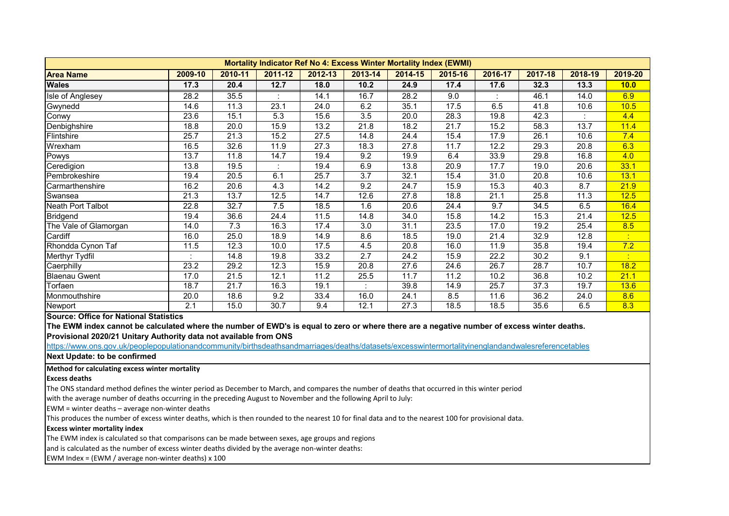| Mortality Indicator Ref No 4: Excess Winter Mortality Index (EWMI) | | | | | | | | | | | |
|---|---|---|---|---|---|---|---|---|---|---|---|
| **Area Name** | **2009-10** | **2010-11** | **2011-12** | **2012-13** | **2013-14** | **2014-15** | **2015-16** | **2016-17** | **2017-18** | **2018-19** | **2019-20** |
| **Wales** | **17.3** | **20.4** | **12.7** | **18.0** | **10.2** | **24.9** | **17.4** | **17.6** | **32.3** | **13.3** | **10.0** |
| Isle of Anglesey | 28.2 | 35.5 | : | 14.1 | 16.7 | 28.2 | 9.0 | : | 46.1 | 14.0 | 6.9 |
| Gwynedd | 14.6 | 11.3 | 23.1 | 24.0 | 6.2 | 35.1 | 17.5 | 6.5 | 41.8 | 10.6 | 10.5 |
| Conwy | 23.6 | 15.1 | 5.3 | 15.6 | 3.5 | 20.0 | 28.3 | 19.8 | 42.3 | : | 4.4 |
| Denbighshire | 18.8 | 20.0 | 15.9 | 13.2 | 21.8 | 18.2 | 21.7 | 15.2 | 58.3 | 13.7 | 11.4 |
| Flintshire | 25.7 | 21.3 | 15.2 | 27.5 | 14.8 | 24.4 | 15.4 | 17.9 | 26.1 | 10.6 | 7.4 |
| Wrexham | 16.5 | 32.6 | 11.9 | 27.3 | 18.3 | 27.8 | 11.7 | 12.2 | 29.3 | 20.8 | 6.3 |
| Powys | 13.7 | 11.8 | 14.7 | 19.4 | 9.2 | 19.9 | 6.4 | 33.9 | 29.8 | 16.8 | 4.0 |
| Ceredigion | 13.8 | 19.5 | : | 19.4 | 6.9 | 13.8 | 20.9 | 17.7 | 19.0 | 20.6 | 33.1 |
| Pembrokeshire | 19.4 | 20.5 | 6.1 | 25.7 | 3.7 | 32.1 | 15.4 | 31.0 | 20.8 | 10.6 | 13.1 |
| Carmarthenshire | 16.2 | 20.6 | 4.3 | 14.2 | 9.2 | 24.7 | 15.9 | 15.3 | 40.3 | 8.7 | 21.9 |
| Swansea | 21.3 | 13.7 | 12.5 | 14.7 | 12.6 | 27.8 | 18.8 | 21.1 | 25.8 | 11.3 | 12.5 |
| Neath Port Talbot | 22.8 | 32.7 | 7.5 | 18.5 | 1.6 | 20.6 | 24.4 | 9.7 | 34.5 | 6.5 | 16.4 |
| Bridgend | 19.4 | 36.6 | 24.4 | 11.5 | 14.8 | 34.0 | 15.8 | 14.2 | 15.3 | 21.4 | 12.5 |
| The Vale of Glamorgan | 14.0 | 7.3 | 16.3 | 17.4 | 3.0 | 31.1 | 23.5 | 17.0 | 19.2 | 25.4 | 8.5 |
| Cardiff | 16.0 | 25.0 | 18.9 | 14.9 | 8.6 | 18.5 | 19.0 | 21.4 | 32.9 | 12.8 | : |
| Rhondda Cynon Taf | 11.5 | 12.3 | 10.0 | 17.5 | 4.5 | 20.8 | 16.0 | 11.9 | 35.8 | 19.4 | 7.2 |
| Merthyr Tydfil | : | 14.8 | 19.8 | 33.2 | 2.7 | 24.2 | 15.9 | 22.2 | 30.2 | 9.1 | : |
| Caerphilly | 23.2 | 29.2 | 12.3 | 15.9 | 20.8 | 27.6 | 24.6 | 26.7 | 28.7 | 10.7 | 18.2 |
| Blaenau Gwent | 17.0 | 21.5 | 12.1 | 11.2 | 25.5 | 11.7 | 11.2 | 10.2 | 36.8 | 10.2 | 21.1 |
| Torfaen | 18.7 | 21.7 | 16.3 | 19.1 | : | 39.8 | 14.9 | 25.7 | 37.3 | 19.7 | 13.6 |
| Monmouthshire | 20.0 | 18.6 | 9.2 | 33.4 | 16.0 | 24.1 | 8.5 | 11.6 | 36.2 | 24.0 | 8.6 |
| Newport | 2.1 | 15.0 | 30.7 | 9.4 | 12.1 | 27.3 | 18.5 | 18.5 | 35.6 | 6.5 | 8.3 |

**Source: Office for National Statistics**

**The EWM index cannot be calculated where the number of EWD's is equal to zero or where there are a negative number of excess winter deaths.**

**Provisional 2020/21 Unitary Authority data not available from ONS**

https://www.ons.gov.uk/peoplepopulationandcommunity/birthsdeathsandmarriages/deaths/datasets/excesswintermortalityinenglandandwalesreferencetables

**Next Update: to be confirmed**

**Method for calculating excess winter mortality**

**Excess deaths**

The ONS standard method defines the winter period as December to March, and compares the number of deaths that occurred in this winter period with the average number of deaths occurring in the preceding August to November and the following April to July:

EWM = winter deaths – average non-winter deaths

This produces the number of excess winter deaths, which is then rounded to the nearest 10 for final data and to the nearest 100 for provisional data.

**Excess winter mortality index**

The EWM index is calculated so that comparisons can be made between sexes, age groups and regions and is calculated as the number of excess winter deaths divided by the average non-winter deaths:

EWM Index = (EWM / average non-winter deaths) x 100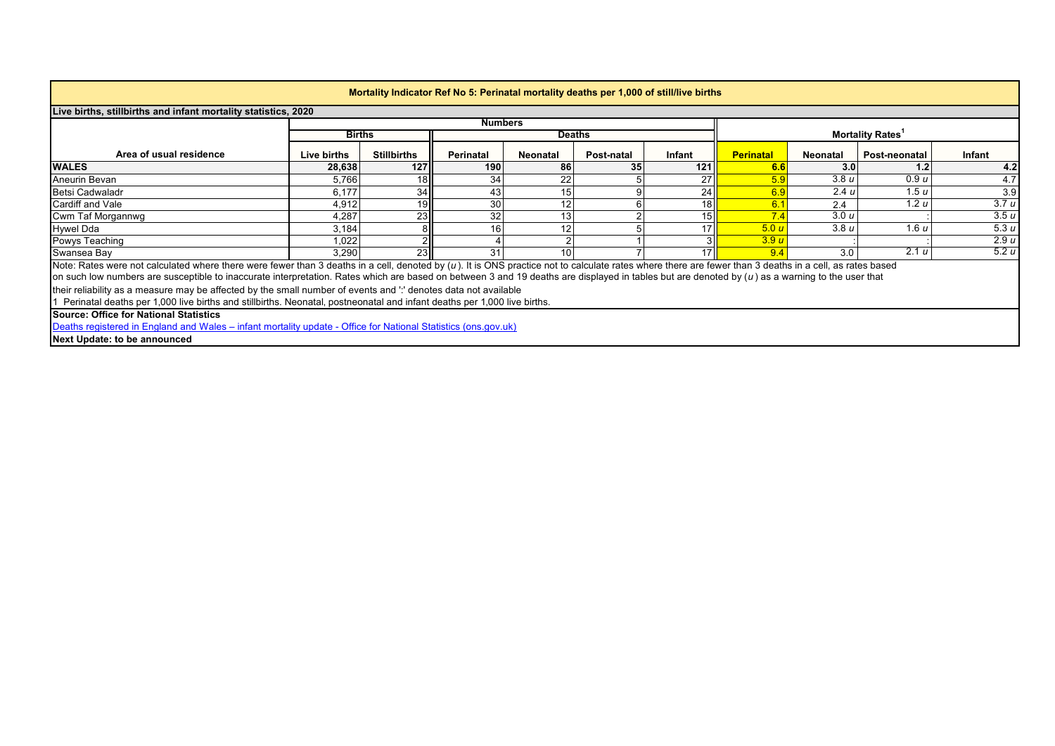**Mortality Indicator Ref No 5: Perinatal mortality deaths per 1,000 of still/live births**

**Live births, stillbirths and infant mortality statistics, 2020**

| | Numbers | | | | | | Mortality Rates[1] | | | |
|---|---|---|---|---|---|---|---|---|---|---|
| | Births | | Deaths | | | | | | | |
| Area of usual residence | Live births | Stillbirths | Perinatal | Neonatal | Post-natal | Infant | Perinatal | Neonatal | Post-neonatal | Infant |
| **WALES** | **28,638** | **127** | **190** | **86** | **35** | **121** | **6.6** | **3.0** | **1.2** | **4.2** |
| Aneurin Bevan | 5,766 | 18 | 34 | 22 | 5 | 27 | 5.9 | 3.8 *u* | 0.9 *u* | 4.7 |
| Betsi Cadwaladr | 6,177 | 34 | 43 | 15 | 9 | 24 | 6.9 | 2.4 *u* | 1.5 *u* | 3.9 |
| Cardiff and Vale | 4,912 | 19 | 30 | 12 | 6 | 18 | 6.1 | 2.4 | 1.2 *u* | 3.7 *u* |
| Cwm Taf Morgannwg | 4,287 | 23 | 32 | 13 | 2 | 15 | 7.4 | 3.0 *u* | : | 3.5 *u* |
| Hywel Dda | 3,184 | 8 | 16 | 12 | 5 | 17 | 5.0 *u* | 3.8 *u* | 1.6 *u* | 5.3 *u* |
| Powys Teaching | 1,022 | 2 | 4 | 2 | 1 | 3 | 3.9 *u* | : | : | 2.9 *u* |
| Swansea Bay | 3,290 | 23 | 31 | 10 | 7 | 17 | 9.4 | 3.0 | 2.1 *u* | 5.2 *u* |

Note: Rates were not calculated where there were fewer than 3 deaths in a cell, denoted by (*u*). It is ONS practice not to calculate rates where there are fewer than 3 deaths in a cell, as rates based on such low numbers are susceptible to inaccurate interpretation. Rates which are based on between 3 and 19 deaths are displayed in tables but are denoted by (*u*) as a warning to the user that their reliability as a measure may be affected by the small number of events and ':' denotes data not available

1 Perinatal deaths per 1,000 live births and stillbirths. Neonatal, postneonatal and infant deaths per 1,000 live births.

**Source: Office for National Statistics**

[Deaths registered in England and Wales – infant mortality update - Office for National Statistics (ons.gov.uk)]

**Next Update: to be announced**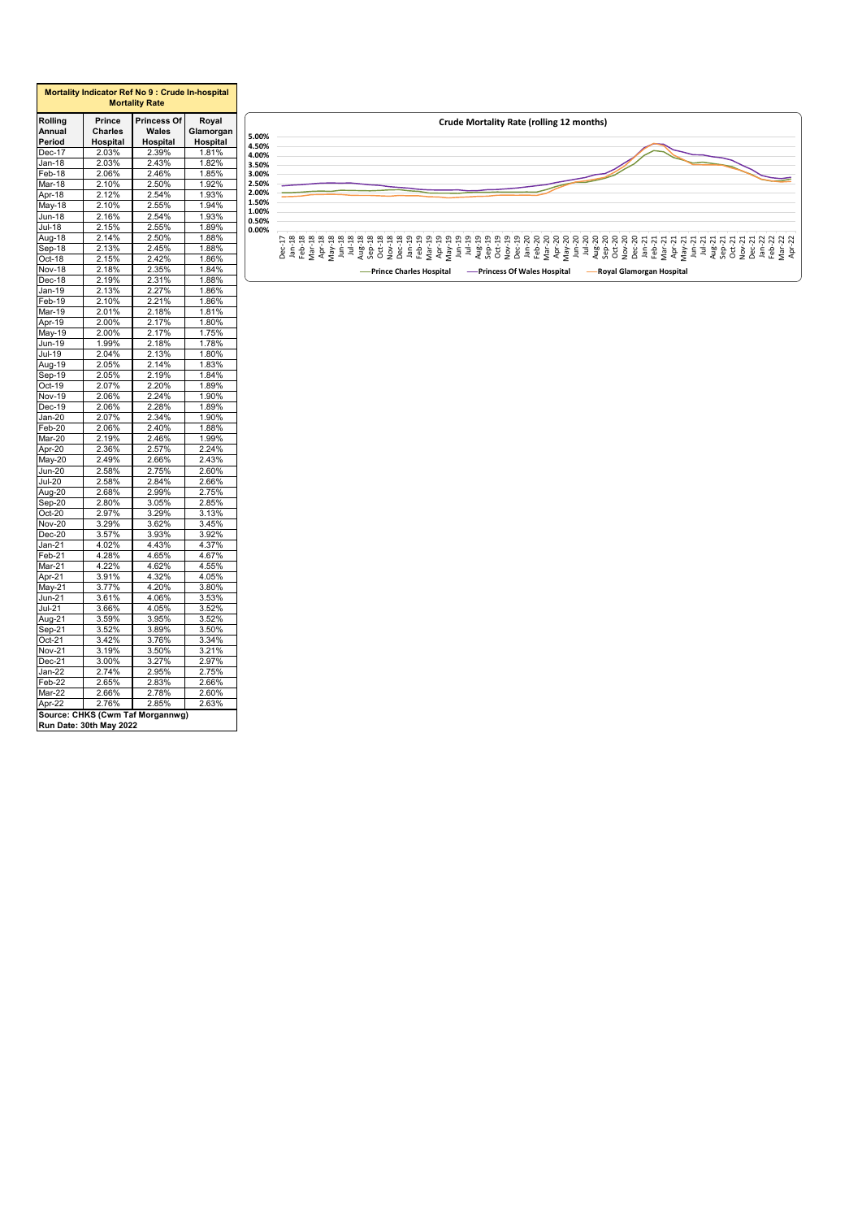**Mortality Indicator Ref No 9 : Crude In-hospital Mortality Rate**

| Rolling Annual Period | Prince Charles Hospital | Princess Of Wales Hospital | Royal Glamorgan Hospital |
|---|---|---|---|
| Dec-17 | 2.03% | 2.39% | 1.81% |
| Jan-18 | 2.03% | 2.43% | 1.82% |
| Feb-18 | 2.06% | 2.46% | 1.85% |
| Mar-18 | 2.10% | 2.50% | 1.92% |
| Apr-18 | 2.12% | 2.54% | 1.93% |
| May-18 | 2.10% | 2.55% | 1.94% |
| Jun-18 | 2.16% | 2.54% | 1.93% |
| Jul-18 | 2.15% | 2.55% | 1.89% |
| Aug-18 | 2.14% | 2.50% | 1.88% |
| Sep-18 | 2.13% | 2.45% | 1.88% |
| Oct-18 | 2.15% | 2.42% | 1.86% |
| Nov-18 | 2.18% | 2.35% | 1.84% |
| Dec-18 | 2.19% | 2.31% | 1.88% |
| Jan-19 | 2.13% | 2.27% | 1.86% |
| Feb-19 | 2.10% | 2.21% | 1.86% |
| Mar-19 | 2.01% | 2.18% | 1.81% |
| Apr-19 | 2.00% | 2.17% | 1.80% |
| May-19 | 2.00% | 2.17% | 1.75% |
| Jun-19 | 1.99% | 2.18% | 1.78% |
| Jul-19 | 2.04% | 2.13% | 1.80% |
| Aug-19 | 2.05% | 2.14% | 1.83% |
| Sep-19 | 2.05% | 2.19% | 1.84% |
| Oct-19 | 2.07% | 2.20% | 1.89% |
| Nov-19 | 2.06% | 2.24% | 1.90% |
| Dec-19 | 2.06% | 2.28% | 1.89% |
| Jan-20 | 2.07% | 2.34% | 1.90% |
| Feb-20 | 2.06% | 2.40% | 1.88% |
| Mar-20 | 2.19% | 2.46% | 1.99% |
| Apr-20 | 2.36% | 2.57% | 2.24% |
| May-20 | 2.49% | 2.66% | 2.43% |
| Jun-20 | 2.58% | 2.75% | 2.60% |
| Jul-20 | 2.58% | 2.84% | 2.66% |
| Aug-20 | 2.68% | 2.99% | 2.75% |
| Sep-20 | 2.80% | 3.05% | 2.85% |
| Oct-20 | 2.97% | 3.29% | 3.13% |
| Nov-20 | 3.29% | 3.62% | 3.45% |
| Dec-20 | 3.57% | 3.93% | 3.92% |
| Jan-21 | 4.02% | 4.43% | 4.37% |
| Feb-21 | 4.28% | 4.65% | 4.67% |
| Mar-21 | 4.22% | 4.62% | 4.55% |
| Apr-21 | 3.91% | 4.32% | 4.05% |
| May-21 | 3.77% | 4.20% | 3.80% |
| Jun-21 | 3.61% | 4.06% | 3.53% |
| Jul-21 | 3.66% | 4.05% | 3.52% |
| Aug-21 | 3.59% | 3.95% | 3.52% |
| Sep-21 | 3.52% | 3.89% | 3.50% |
| Oct-21 | 3.42% | 3.76% | 3.34% |
| Nov-21 | 3.19% | 3.50% | 3.21% |
| Dec-21 | 3.00% | 3.27% | 2.97% |
| Jan-22 | 2.74% | 2.95% | 2.75% |
| Feb-22 | 2.65% | 2.83% | 2.66% |
| Mar-22 | 2.66% | 2.78% | 2.60% |
| Apr-22 | 2.76% | 2.85% | 2.63% |

**Source: CHKS (Cwm Taf Morgannwg)**
**Run Date: 30th May 2022**

**Crude Mortality Rate (rolling 12 months)**

Prince Charles Hospital — Princess Of Wales Hospital — Royal Glamorgan Hospital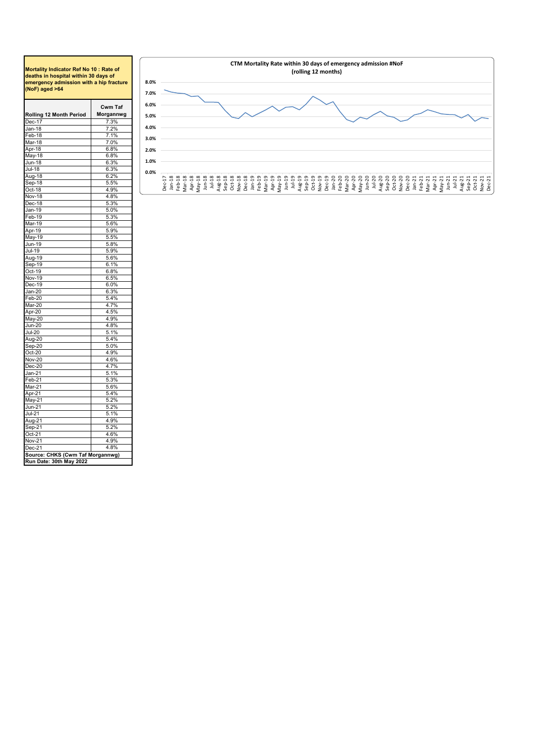**Mortality Indicator Ref No 10 : Rate of deaths in hospital within 30 days of emergency admission with a hip fracture (NoF) aged >64**

| Rolling 12 Month Period | Cwm Taf Morgannwg |
|---|---|
| Dec-17 | 7.3% |
| Jan-18 | 7.2% |
| Feb-18 | 7.1% |
| Mar-18 | 7.0% |
| Apr-18 | 6.8% |
| May-18 | 6.8% |
| Jun-18 | 6.3% |
| Jul-18 | 6.3% |
| Aug-18 | 6.2% |
| Sep-18 | 5.5% |
| Oct-18 | 4.9% |
| Nov-18 | 4.8% |
| Dec-18 | 5.3% |
| Jan-19 | 5.0% |
| Feb-19 | 5.3% |
| Mar-19 | 5.6% |
| Apr-19 | 5.9% |
| May-19 | 5.5% |
| Jun-19 | 5.8% |
| Jul-19 | 5.9% |
| Aug-19 | 5.6% |
| Sep-19 | 6.1% |
| Oct-19 | 6.8% |
| Nov-19 | 6.5% |
| Dec-19 | 6.0% |
| Jan-20 | 6.3% |
| Feb-20 | 5.4% |
| Mar-20 | 4.7% |
| Apr-20 | 4.5% |
| May-20 | 4.9% |
| Jun-20 | 4.8% |
| Jul-20 | 5.1% |
| Aug-20 | 5.4% |
| Sep-20 | 5.0% |
| Oct-20 | 4.9% |
| Nov-20 | 4.6% |
| Dec-20 | 4.7% |
| Jan-21 | 5.1% |
| Feb-21 | 5.3% |
| Mar-21 | 5.6% |
| Apr-21 | 5.4% |
| May-21 | 5.2% |
| Jun-21 | 5.2% |
| Jul-21 | 5.1% |
| Aug-21 | 4.9% |
| Sep-21 | 5.2% |
| Oct-21 | 4.6% |
| Nov-21 | 4.9% |
| Dec-21 | 4.8% |

**Source: CHKS (Cwm Taf Morgannwg)**
**Run Date: 30th May 2022**

**CTM Mortality Rate within 30 days of emergency admission #NoF (rolling 12 months)**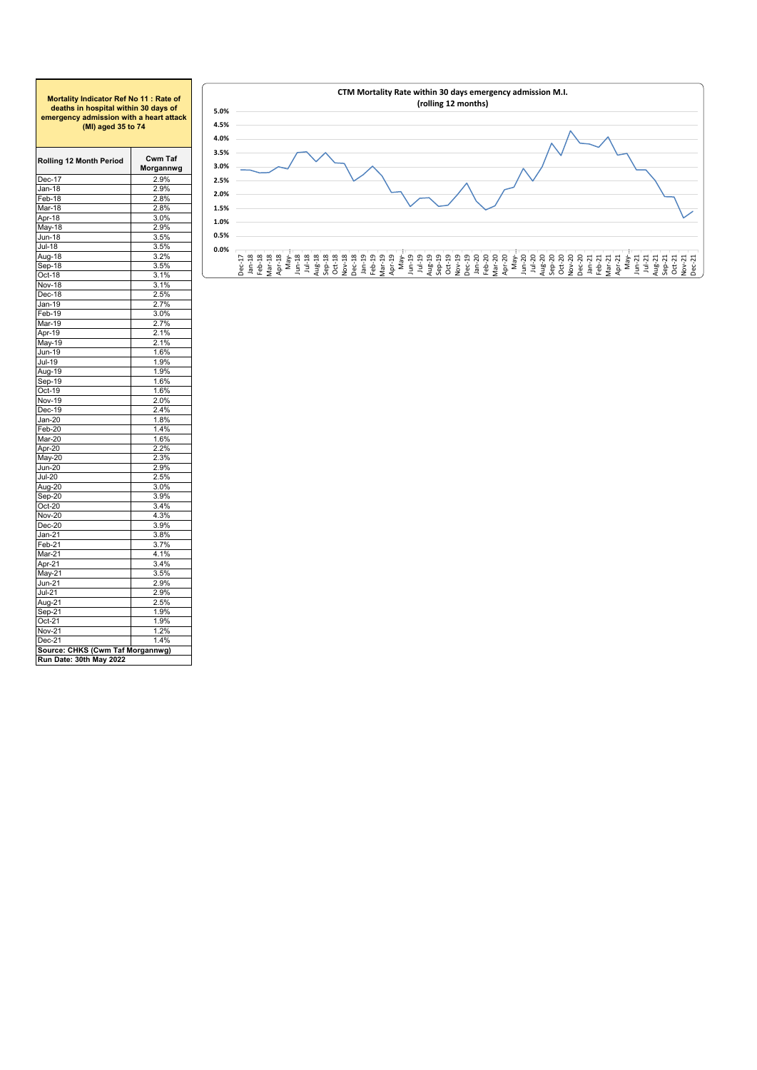**Mortality Indicator Ref No 11 : Rate of deaths in hospital within 30 days of emergency admission with a heart attack (MI) aged 35 to 74**

| Rolling 12 Month Period | Cwm Taf Morgannwg |
|---|---|
| Dec-17 | 2.9% |
| Jan-18 | 2.9% |
| Feb-18 | 2.8% |
| Mar-18 | 2.8% |
| Apr-18 | 3.0% |
| May-18 | 2.9% |
| Jun-18 | 3.5% |
| Jul-18 | 3.5% |
| Aug-18 | 3.2% |
| Sep-18 | 3.5% |
| Oct-18 | 3.1% |
| Nov-18 | 3.1% |
| Dec-18 | 2.5% |
| Jan-19 | 2.7% |
| Feb-19 | 3.0% |
| Mar-19 | 2.7% |
| Apr-19 | 2.1% |
| May-19 | 2.1% |
| Jun-19 | 1.6% |
| Jul-19 | 1.9% |
| Aug-19 | 1.9% |
| Sep-19 | 1.6% |
| Oct-19 | 1.6% |
| Nov-19 | 2.0% |
| Dec-19 | 2.4% |
| Jan-20 | 1.8% |
| Feb-20 | 1.4% |
| Mar-20 | 1.6% |
| Apr-20 | 2.2% |
| May-20 | 2.3% |
| Jun-20 | 2.9% |
| Jul-20 | 2.5% |
| Aug-20 | 3.0% |
| Sep-20 | 3.9% |
| Oct-20 | 3.4% |
| Nov-20 | 4.3% |
| Dec-20 | 3.9% |
| Jan-21 | 3.8% |
| Feb-21 | 3.7% |
| Mar-21 | 4.1% |
| Apr-21 | 3.4% |
| May-21 | 3.5% |
| Jun-21 | 2.9% |
| Jul-21 | 2.9% |
| Aug-21 | 2.5% |
| Sep-21 | 1.9% |
| Oct-21 | 1.9% |
| Nov-21 | 1.2% |
| Dec-21 | 1.4% |

**Source: CHKS (Cwm Taf Morgannwg)**
**Run Date: 30th May 2022**

**CTM Mortality Rate within 30 days emergency admission M.I. (rolling 12 months)**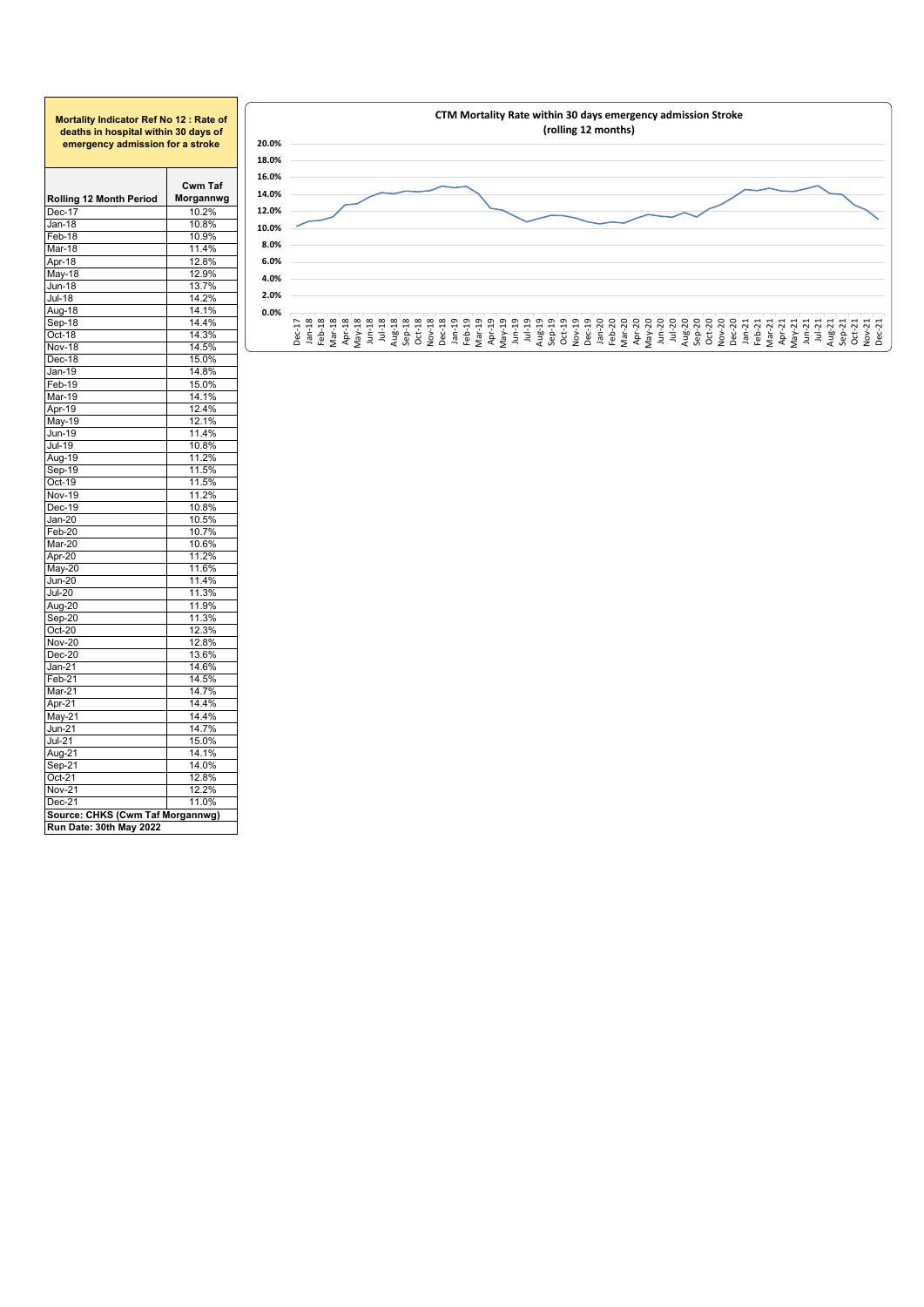**Mortality Indicator Ref No 12 : Rate of deaths in hospital within 30 days of emergency admission for a stroke**

| Rolling 12 Month Period | Cwm Taf Morgannwg |
|---|---|
| Dec-17 | 10.2% |
| Jan-18 | 10.8% |
| Feb-18 | 10.9% |
| Mar-18 | 11.4% |
| Apr-18 | 12.8% |
| May-18 | 12.9% |
| Jun-18 | 13.7% |
| Jul-18 | 14.2% |
| Aug-18 | 14.1% |
| Sep-18 | 14.4% |
| Oct-18 | 14.3% |
| Nov-18 | 14.5% |
| Dec-18 | 15.0% |
| Jan-19 | 14.8% |
| Feb-19 | 15.0% |
| Mar-19 | 14.1% |
| Apr-19 | 12.4% |
| May-19 | 12.1% |
| Jun-19 | 11.4% |
| Jul-19 | 10.8% |
| Aug-19 | 11.2% |
| Sep-19 | 11.5% |
| Oct-19 | 11.5% |
| Nov-19 | 11.2% |
| Dec-19 | 10.8% |
| Jan-20 | 10.5% |
| Feb-20 | 10.7% |
| Mar-20 | 10.6% |
| Apr-20 | 11.2% |
| May-20 | 11.6% |
| Jun-20 | 11.4% |
| Jul-20 | 11.3% |
| Aug-20 | 11.9% |
| Sep-20 | 11.3% |
| Oct-20 | 12.3% |
| Nov-20 | 12.8% |
| Dec-20 | 13.6% |
| Jan-21 | 14.6% |
| Feb-21 | 14.5% |
| Mar-21 | 14.7% |
| Apr-21 | 14.4% |
| May-21 | 14.4% |
| Jun-21 | 14.7% |
| Jul-21 | 15.0% |
| Aug-21 | 14.1% |
| Sep-21 | 14.0% |
| Oct-21 | 12.8% |
| Nov-21 | 12.2% |
| Dec-21 | 11.0% |

**Source: CHKS (Cwm Taf Morgannwg)**

**Run Date: 30th May 2022**

**CTM Mortality Rate within 30 days emergency admission Stroke (rolling 12 months)**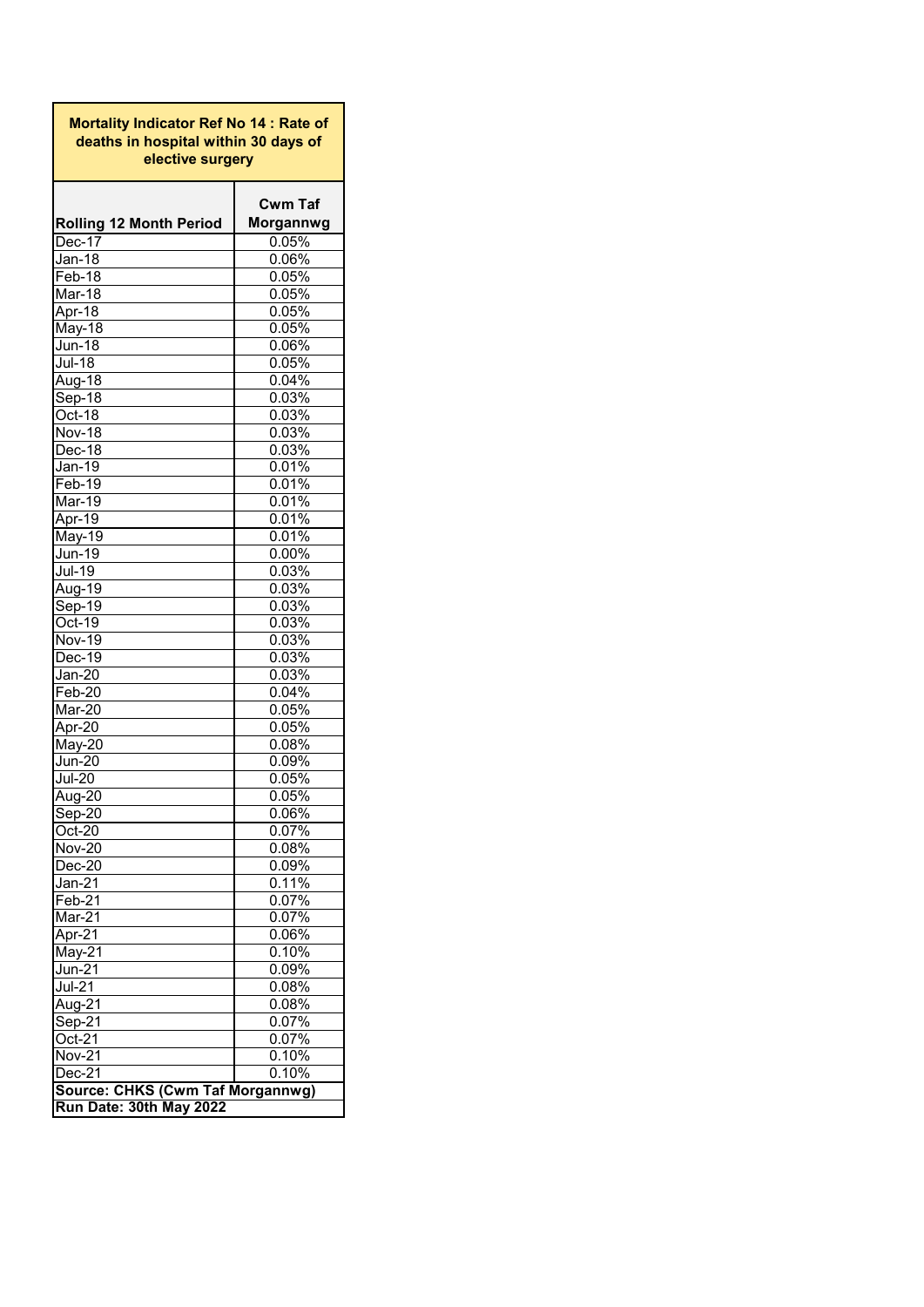| Mortality Indicator Ref No 14 : Rate of deaths in hospital within 30 days of elective surgery | |
|---|---|
| **Rolling 12 Month Period** | **Cwm Taf Morgannwg** |
| Dec-17 | 0.05% |
| Jan-18 | 0.06% |
| Feb-18 | 0.05% |
| Mar-18 | 0.05% |
| Apr-18 | 0.05% |
| May-18 | 0.05% |
| Jun-18 | 0.06% |
| Jul-18 | 0.05% |
| Aug-18 | 0.04% |
| Sep-18 | 0.03% |
| Oct-18 | 0.03% |
| Nov-18 | 0.03% |
| Dec-18 | 0.03% |
| Jan-19 | 0.01% |
| Feb-19 | 0.01% |
| Mar-19 | 0.01% |
| Apr-19 | 0.01% |
| May-19 | 0.01% |
| Jun-19 | 0.00% |
| Jul-19 | 0.03% |
| Aug-19 | 0.03% |
| Sep-19 | 0.03% |
| Oct-19 | 0.03% |
| Nov-19 | 0.03% |
| Dec-19 | 0.03% |
| Jan-20 | 0.03% |
| Feb-20 | 0.04% |
| Mar-20 | 0.05% |
| Apr-20 | 0.05% |
| May-20 | 0.08% |
| Jun-20 | 0.09% |
| Jul-20 | 0.05% |
| Aug-20 | 0.05% |
| Sep-20 | 0.06% |
| Oct-20 | 0.07% |
| Nov-20 | 0.08% |
| Dec-20 | 0.09% |
| Jan-21 | 0.11% |
| Feb-21 | 0.07% |
| Mar-21 | 0.07% |
| Apr-21 | 0.06% |
| May-21 | 0.10% |
| Jun-21 | 0.09% |
| Jul-21 | 0.08% |
| Aug-21 | 0.08% |
| Sep-21 | 0.07% |
| Oct-21 | 0.07% |
| Nov-21 | 0.10% |
| Dec-21 | 0.10% |
| **Source: CHKS (Cwm Taf Morgannwg)** | |
| **Run Date: 30th May 2022** | |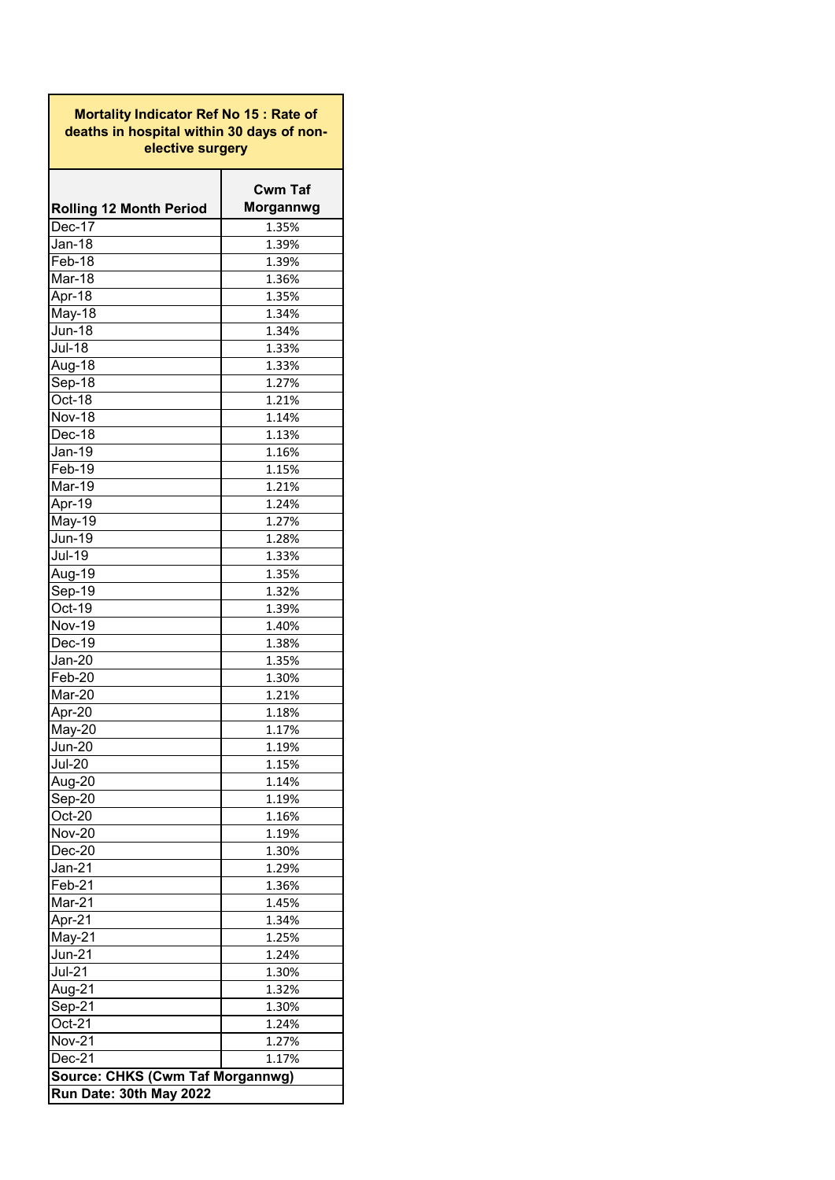| Mortality Indicator Ref No 15 : Rate of deaths in hospital within 30 days of non-elective surgery | |
|---|---|
| **Rolling 12 Month Period** | **Cwm Taf Morgannwg** |
| Dec-17 | 1.35% |
| Jan-18 | 1.39% |
| Feb-18 | 1.39% |
| Mar-18 | 1.36% |
| Apr-18 | 1.35% |
| May-18 | 1.34% |
| Jun-18 | 1.34% |
| Jul-18 | 1.33% |
| Aug-18 | 1.33% |
| Sep-18 | 1.27% |
| Oct-18 | 1.21% |
| Nov-18 | 1.14% |
| Dec-18 | 1.13% |
| Jan-19 | 1.16% |
| Feb-19 | 1.15% |
| Mar-19 | 1.21% |
| Apr-19 | 1.24% |
| May-19 | 1.27% |
| Jun-19 | 1.28% |
| Jul-19 | 1.33% |
| Aug-19 | 1.35% |
| Sep-19 | 1.32% |
| Oct-19 | 1.39% |
| Nov-19 | 1.40% |
| Dec-19 | 1.38% |
| Jan-20 | 1.35% |
| Feb-20 | 1.30% |
| Mar-20 | 1.21% |
| Apr-20 | 1.18% |
| May-20 | 1.17% |
| Jun-20 | 1.19% |
| Jul-20 | 1.15% |
| Aug-20 | 1.14% |
| Sep-20 | 1.19% |
| Oct-20 | 1.16% |
| Nov-20 | 1.19% |
| Dec-20 | 1.30% |
| Jan-21 | 1.29% |
| Feb-21 | 1.36% |
| Mar-21 | 1.45% |
| Apr-21 | 1.34% |
| May-21 | 1.25% |
| Jun-21 | 1.24% |
| Jul-21 | 1.30% |
| Aug-21 | 1.32% |
| Sep-21 | 1.30% |
| Oct-21 | 1.24% |
| Nov-21 | 1.27% |
| Dec-21 | 1.17% |
| **Source: CHKS (Cwm Taf Morgannwg)** | |
| **Run Date: 30th May 2022** | |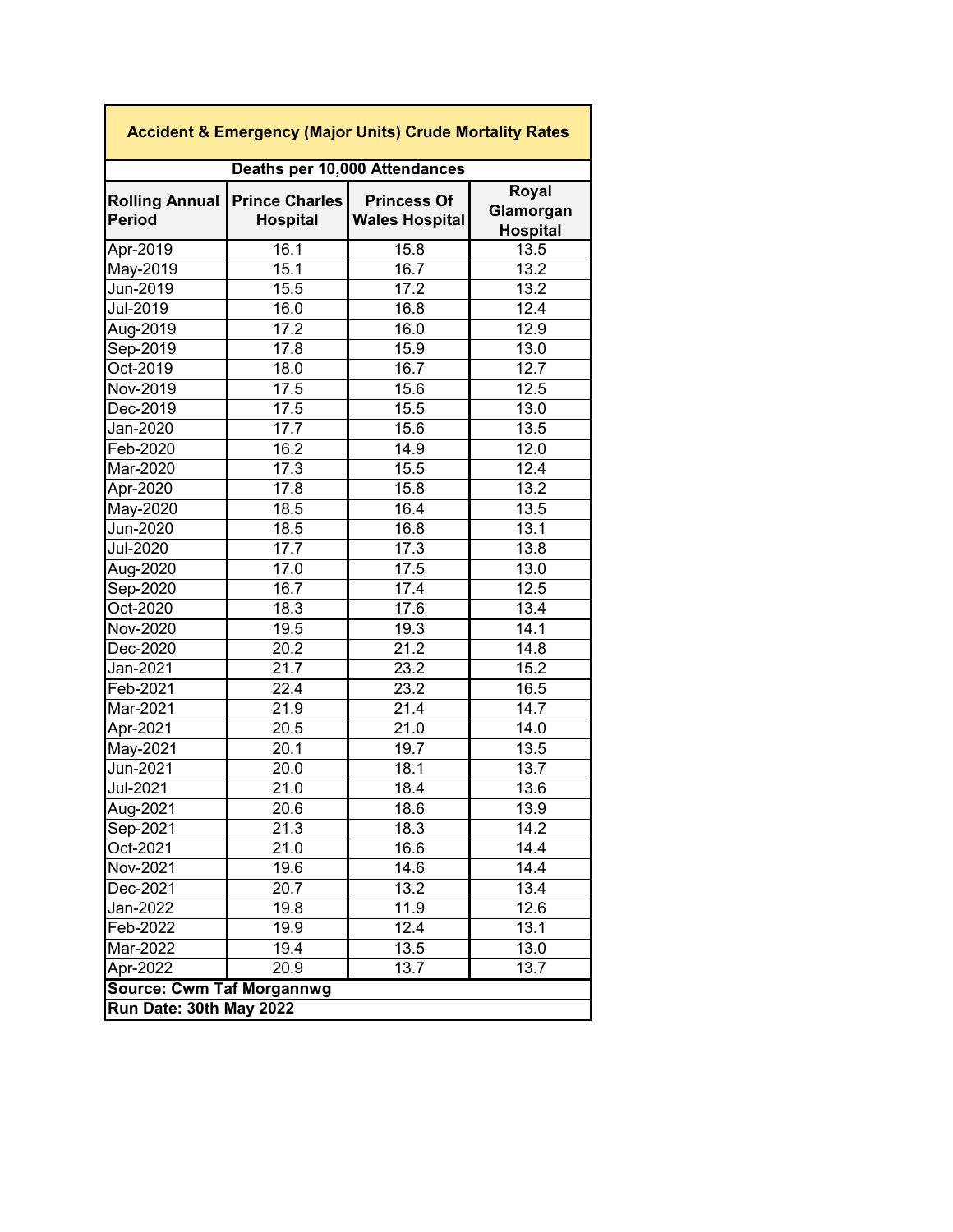| Accident & Emergency (Major Units) Crude Mortality Rates | | | |
|---|---|---|---|
| Deaths per 10,000 Attendances | | | |
| Rolling Annual Period | Prince Charles Hospital | Princess Of Wales Hospital | Royal Glamorgan Hospital |
| Apr-2019 | 16.1 | 15.8 | 13.5 |
| May-2019 | 15.1 | 16.7 | 13.2 |
| Jun-2019 | 15.5 | 17.2 | 13.2 |
| Jul-2019 | 16.0 | 16.8 | 12.4 |
| Aug-2019 | 17.2 | 16.0 | 12.9 |
| Sep-2019 | 17.8 | 15.9 | 13.0 |
| Oct-2019 | 18.0 | 16.7 | 12.7 |
| Nov-2019 | 17.5 | 15.6 | 12.5 |
| Dec-2019 | 17.5 | 15.5 | 13.0 |
| Jan-2020 | 17.7 | 15.6 | 13.5 |
| Feb-2020 | 16.2 | 14.9 | 12.0 |
| Mar-2020 | 17.3 | 15.5 | 12.4 |
| Apr-2020 | 17.8 | 15.8 | 13.2 |
| May-2020 | 18.5 | 16.4 | 13.5 |
| Jun-2020 | 18.5 | 16.8 | 13.1 |
| Jul-2020 | 17.7 | 17.3 | 13.8 |
| Aug-2020 | 17.0 | 17.5 | 13.0 |
| Sep-2020 | 16.7 | 17.4 | 12.5 |
| Oct-2020 | 18.3 | 17.6 | 13.4 |
| Nov-2020 | 19.5 | 19.3 | 14.1 |
| Dec-2020 | 20.2 | 21.2 | 14.8 |
| Jan-2021 | 21.7 | 23.2 | 15.2 |
| Feb-2021 | 22.4 | 23.2 | 16.5 |
| Mar-2021 | 21.9 | 21.4 | 14.7 |
| Apr-2021 | 20.5 | 21.0 | 14.0 |
| May-2021 | 20.1 | 19.7 | 13.5 |
| Jun-2021 | 20.0 | 18.1 | 13.7 |
| Jul-2021 | 21.0 | 18.4 | 13.6 |
| Aug-2021 | 20.6 | 18.6 | 13.9 |
| Sep-2021 | 21.3 | 18.3 | 14.2 |
| Oct-2021 | 21.0 | 16.6 | 14.4 |
| Nov-2021 | 19.6 | 14.6 | 14.4 |
| Dec-2021 | 20.7 | 13.2 | 13.4 |
| Jan-2022 | 19.8 | 11.9 | 12.6 |
| Feb-2022 | 19.9 | 12.4 | 13.1 |
| Mar-2022 | 19.4 | 13.5 | 13.0 |
| Apr-2022 | 20.9 | 13.7 | 13.7 |
| **Source: Cwm Taf Morgannwg** | | | |
| **Run Date: 30th May 2022** | | | |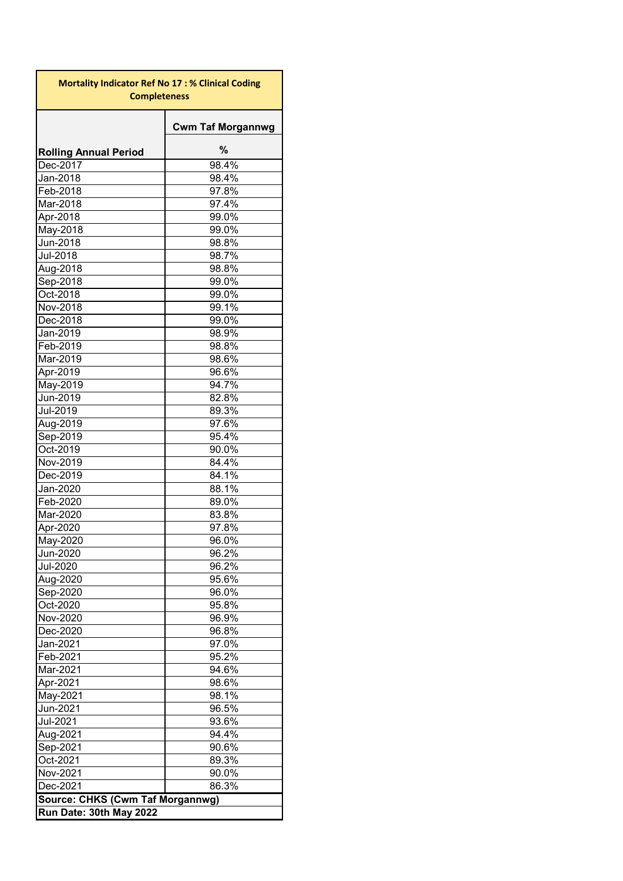| Mortality Indicator Ref No 17 : % Clinical Coding Completeness | |
|---|---|
| | Cwm Taf Morgannwg |
| Rolling Annual Period | % |
| Dec-2017 | 98.4% |
| Jan-2018 | 98.4% |
| Feb-2018 | 97.8% |
| Mar-2018 | 97.4% |
| Apr-2018 | 99.0% |
| May-2018 | 99.0% |
| Jun-2018 | 98.8% |
| Jul-2018 | 98.7% |
| Aug-2018 | 98.8% |
| Sep-2018 | 99.0% |
| Oct-2018 | 99.0% |
| Nov-2018 | 99.1% |
| Dec-2018 | 99.0% |
| Jan-2019 | 98.9% |
| Feb-2019 | 98.8% |
| Mar-2019 | 98.6% |
| Apr-2019 | 96.6% |
| May-2019 | 94.7% |
| Jun-2019 | 82.8% |
| Jul-2019 | 89.3% |
| Aug-2019 | 97.6% |
| Sep-2019 | 95.4% |
| Oct-2019 | 90.0% |
| Nov-2019 | 84.4% |
| Dec-2019 | 84.1% |
| Jan-2020 | 88.1% |
| Feb-2020 | 89.0% |
| Mar-2020 | 83.8% |
| Apr-2020 | 97.8% |
| May-2020 | 96.0% |
| Jun-2020 | 96.2% |
| Jul-2020 | 96.2% |
| Aug-2020 | 95.6% |
| Sep-2020 | 96.0% |
| Oct-2020 | 95.8% |
| Nov-2020 | 96.9% |
| Dec-2020 | 96.8% |
| Jan-2021 | 97.0% |
| Feb-2021 | 95.2% |
| Mar-2021 | 94.6% |
| Apr-2021 | 98.6% |
| May-2021 | 98.1% |
| Jun-2021 | 96.5% |
| Jul-2021 | 93.6% |
| Aug-2021 | 94.4% |
| Sep-2021 | 90.6% |
| Oct-2021 | 89.3% |
| Nov-2021 | 90.0% |
| Dec-2021 | 86.3% |
| **Source: CHKS (Cwm Taf Morgannwg)** | |
| **Run Date: 30th May 2022** | |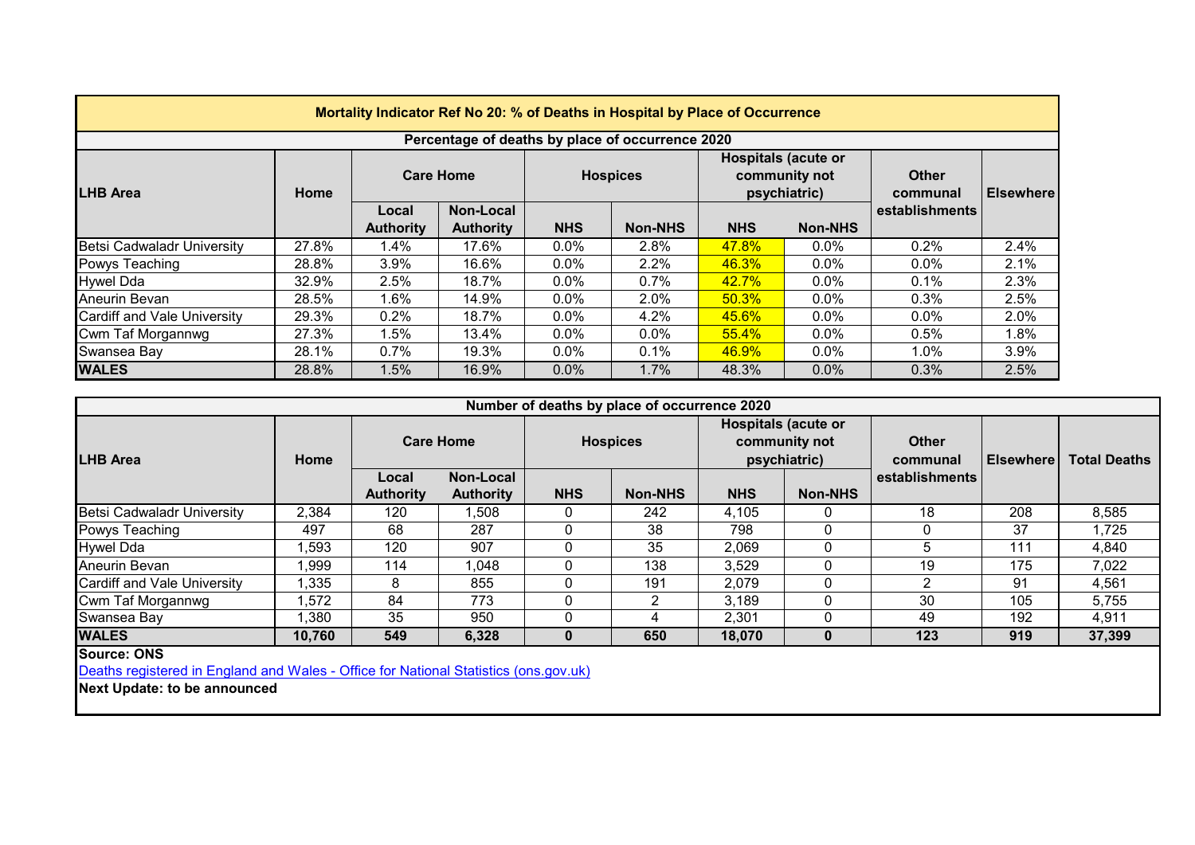# Mortality Indicator Ref No 20: % of Deaths in Hospital by Place of Occurrence

## Percentage of deaths by place of occurrence 2020

| LHB Area | Home | Care Home | | Hospices | | Hospitals (acute or community not psychiatric) | | Other communal establishments | Elsewhere |
|---|---|---|---|---|---|---|---|---|---|
| | | Local Authority | Non-Local Authority | NHS | Non-NHS | NHS | Non-NHS | | |
| Betsi Cadwaladr University | 27.8% | 1.4% | 17.6% | 0.0% | 2.8% | 47.8% | 0.0% | 0.2% | 2.4% |
| Powys Teaching | 28.8% | 3.9% | 16.6% | 0.0% | 2.2% | 46.3% | 0.0% | 0.0% | 2.1% |
| Hywel Dda | 32.9% | 2.5% | 18.7% | 0.0% | 0.7% | 42.7% | 0.0% | 0.1% | 2.3% |
| Aneurin Bevan | 28.5% | 1.6% | 14.9% | 0.0% | 2.0% | 50.3% | 0.0% | 0.3% | 2.5% |
| Cardiff and Vale University | 29.3% | 0.2% | 18.7% | 0.0% | 4.2% | 45.6% | 0.0% | 0.0% | 2.0% |
| Cwm Taf Morgannwg | 27.3% | 1.5% | 13.4% | 0.0% | 0.0% | 55.4% | 0.0% | 0.5% | 1.8% |
| Swansea Bay | 28.1% | 0.7% | 19.3% | 0.0% | 0.1% | 46.9% | 0.0% | 1.0% | 3.9% |
| **WALES** | 28.8% | 1.5% | 16.9% | 0.0% | 1.7% | 48.3% | 0.0% | 0.3% | 2.5% |

## Number of deaths by place of occurrence 2020

| LHB Area | Home | Care Home | | Hospices | | Hospitals (acute or community not psychiatric) | | Other communal establishments | Elsewhere | Total Deaths |
|---|---|---|---|---|---|---|---|---|---|---|
| | | Local Authority | Non-Local Authority | NHS | Non-NHS | NHS | Non-NHS | | | |
| Betsi Cadwaladr University | 2,384 | 120 | 1,508 | 0 | 242 | 4,105 | 0 | 18 | 208 | 8,585 |
| Powys Teaching | 497 | 68 | 287 | 0 | 38 | 798 | 0 | 0 | 37 | 1,725 |
| Hywel Dda | 1,593 | 120 | 907 | 0 | 35 | 2,069 | 0 | 5 | 111 | 4,840 |
| Aneurin Bevan | 1,999 | 114 | 1,048 | 0 | 138 | 3,529 | 0 | 19 | 175 | 7,022 |
| Cardiff and Vale University | 1,335 | 8 | 855 | 0 | 191 | 2,079 | 0 | 2 | 91 | 4,561 |
| Cwm Taf Morgannwg | 1,572 | 84 | 773 | 0 | 2 | 3,189 | 0 | 30 | 105 | 5,755 |
| Swansea Bay | 1,380 | 35 | 950 | 0 | 4 | 2,301 | 0 | 49 | 192 | 4,911 |
| **WALES** | **10,760** | **549** | **6,328** | **0** | **650** | **18,070** | **0** | **123** | **919** | **37,399** |

**Source: ONS**

Deaths registered in England and Wales - Office for National Statistics (ons.gov.uk)

**Next Update: to be announced**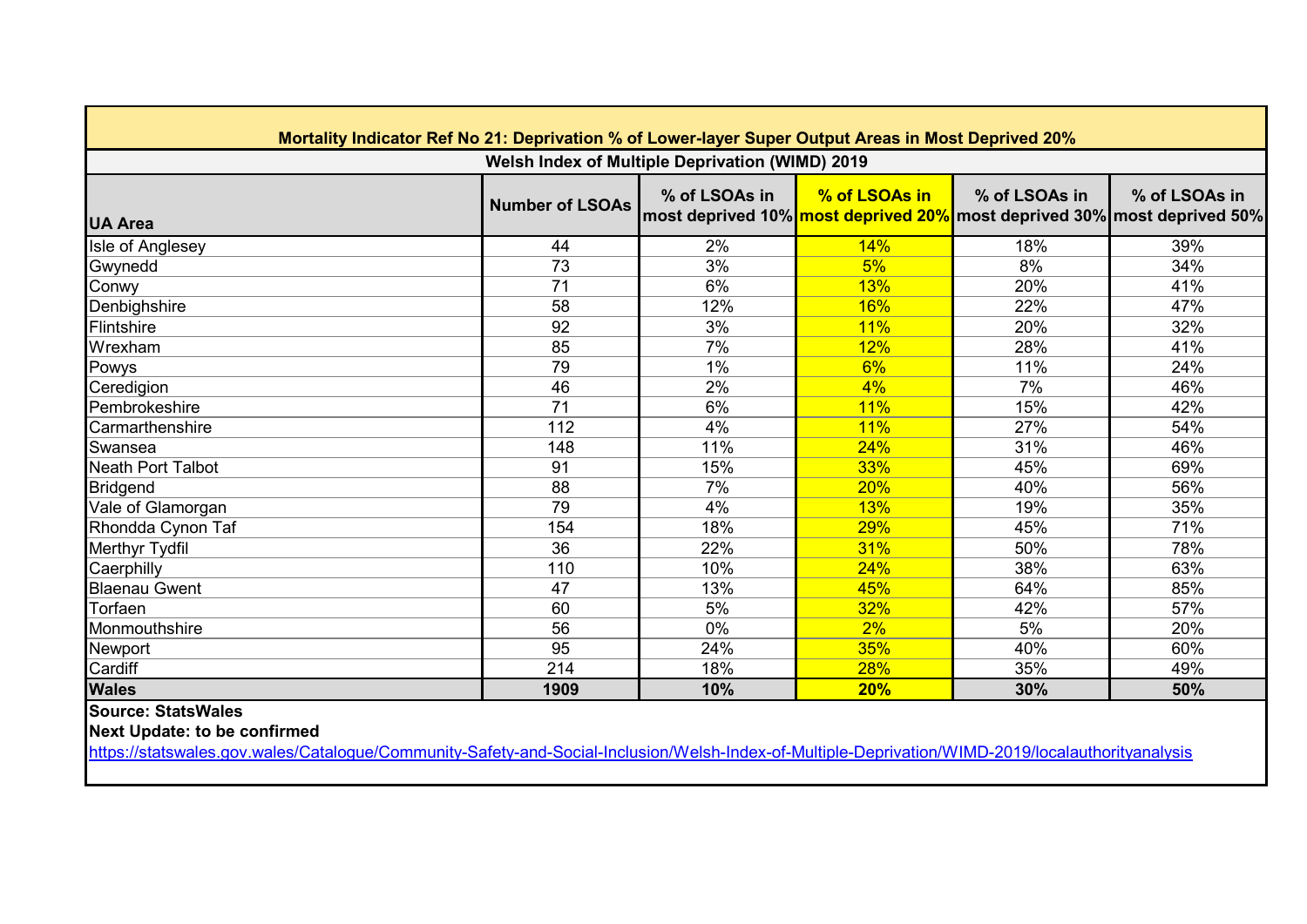**Mortality Indicator Ref No 21: Deprivation % of Lower-layer Super Output Areas in Most Deprived 20%**

**Welsh Index of Multiple Deprivation (WIMD) 2019**

| UA Area | Number of LSOAs | % of LSOAs in most deprived 10% | % of LSOAs in most deprived 20% | % of LSOAs in most deprived 30% | % of LSOAs in most deprived 50% |
|---|---|---|---|---|---|
| Isle of Anglesey | 44 | 2% | 14% | 18% | 39% |
| Gwynedd | 73 | 3% | 5% | 8% | 34% |
| Conwy | 71 | 6% | 13% | 20% | 41% |
| Denbighshire | 58 | 12% | 16% | 22% | 47% |
| Flintshire | 92 | 3% | 11% | 20% | 32% |
| Wrexham | 85 | 7% | 12% | 28% | 41% |
| Powys | 79 | 1% | 6% | 11% | 24% |
| Ceredigion | 46 | 2% | 4% | 7% | 46% |
| Pembrokeshire | 71 | 6% | 11% | 15% | 42% |
| Carmarthenshire | 112 | 4% | 11% | 27% | 54% |
| Swansea | 148 | 11% | 24% | 31% | 46% |
| Neath Port Talbot | 91 | 15% | 33% | 45% | 69% |
| Bridgend | 88 | 7% | 20% | 40% | 56% |
| Vale of Glamorgan | 79 | 4% | 13% | 19% | 35% |
| Rhondda Cynon Taf | 154 | 18% | 29% | 45% | 71% |
| Merthyr Tydfil | 36 | 22% | 31% | 50% | 78% |
| Caerphilly | 110 | 10% | 24% | 38% | 63% |
| Blaenau Gwent | 47 | 13% | 45% | 64% | 85% |
| Torfaen | 60 | 5% | 32% | 42% | 57% |
| Monmouthshire | 56 | 0% | 2% | 5% | 20% |
| Newport | 95 | 24% | 35% | 40% | 60% |
| Cardiff | 214 | 18% | 28% | 35% | 49% |
| **Wales** | **1909** | **10%** | **20%** | **30%** | **50%** |

**Source: StatsWales**

**Next Update: to be confirmed**

https://statswales.gov.wales/Catalogue/Community-Safety-and-Social-Inclusion/Welsh-Index-of-Multiple-Deprivation/WIMD-2019/localauthorityanalysis